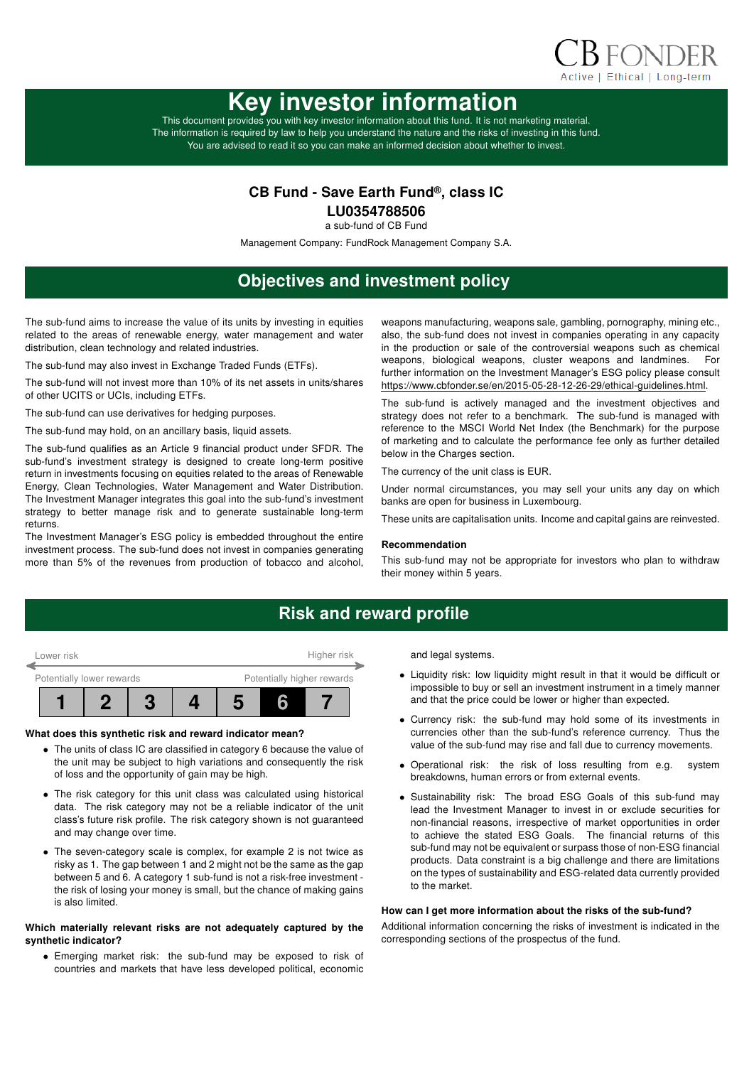CB FONDER
Active | Ethical | Long-term

# Key investor information

This document provides you with key investor information about this fund. It is not marketing material. The information is required by law to help you understand the nature and the risks of investing in this fund. You are advised to read it so you can make an informed decision about whether to invest.

**CB Fund - Save Earth Fund®, class IC**

**LU0354788506**

a sub-fund of CB Fund

Management Company: FundRock Management Company S.A.

## Objectives and investment policy

The sub-fund aims to increase the value of its units by investing in equities related to the areas of renewable energy, water management and water distribution, clean technology and related industries.

The sub-fund may also invest in Exchange Traded Funds (ETFs).

The sub-fund will not invest more than 10% of its net assets in units/shares of other UCITS or UCIs, including ETFs.

The sub-fund can use derivatives for hedging purposes.

The sub-fund may hold, on an ancillary basis, liquid assets.

The sub-fund qualifies as an Article 9 financial product under SFDR. The sub-fund's investment strategy is designed to create long-term positive return in investments focusing on equities related to the areas of Renewable Energy, Clean Technologies, Water Management and Water Distribution. The Investment Manager integrates this goal into the sub-fund's investment strategy to better manage risk and to generate sustainable long-term returns.

The Investment Manager's ESG policy is embedded throughout the entire investment process. The sub-fund does not invest in companies generating more than 5% of the revenues from production of tobacco and alcohol, weapons manufacturing, weapons sale, gambling, pornography, mining etc., also, the sub-fund does not invest in companies operating in any capacity in the production or sale of the controversial weapons such as chemical weapons, biological weapons, cluster weapons and landmines. For further information on the Investment Manager's ESG policy please consult https://www.cbfonder.se/en/2015-05-28-12-26-29/ethical-guidelines.html.

The sub-fund is actively managed and the investment objectives and strategy does not refer to a benchmark. The sub-fund is managed with reference to the MSCI World Net Index (the Benchmark) for the purpose of marketing and to calculate the performance fee only as further detailed below in the Charges section.

The currency of the unit class is EUR.

Under normal circumstances, you may sell your units any day on which banks are open for business in Luxembourg.

These units are capitalisation units. Income and capital gains are reinvested.

**Recommendation**

This sub-fund may not be appropriate for investors who plan to withdraw their money within 5 years.

## Risk and reward profile

| Lower risk | | | | | | Higher risk |
|---|---|---|---|---|---|---|
| Potentially lower rewards | | | | | | Potentially higher rewards |
| 1 | 2 | 3 | 4 | 5 | **6** | 7 |

**What does this synthetic risk and reward indicator mean?**

- The units of class IC are classified in category 6 because the value of the unit may be subject to high variations and consequently the risk of loss and the opportunity of gain may be high.
- The risk category for this unit class was calculated using historical data. The risk category may not be a reliable indicator of the unit class's future risk profile. The risk category shown is not guaranteed and may change over time.
- The seven-category scale is complex, for example 2 is not twice as risky as 1. The gap between 1 and 2 might not be the same as the gap between 5 and 6. A category 1 sub-fund is not a risk-free investment - the risk of losing your money is small, but the chance of making gains is also limited.

**Which materially relevant risks are not adequately captured by the synthetic indicator?**

- Emerging market risk: the sub-fund may be exposed to risk of countries and markets that have less developed political, economic and legal systems.
- Liquidity risk: low liquidity might result in that it would be difficult or impossible to buy or sell an investment instrument in a timely manner and that the price could be lower or higher than expected.
- Currency risk: the sub-fund may hold some of its investments in currencies other than the sub-fund's reference currency. Thus the value of the sub-fund may rise and fall due to currency movements.
- Operational risk: the risk of loss resulting from e.g. system breakdowns, human errors or from external events.
- Sustainability risk: The broad ESG Goals of this sub-fund may lead the Investment Manager to invest in or exclude securities for non-financial reasons, irrespective of market opportunities in order to achieve the stated ESG Goals. The financial returns of this sub-fund may not be equivalent or surpass those of non-ESG financial products. Data constraint is a big challenge and there are limitations on the types of sustainability and ESG-related data currently provided to the market.

**How can I get more information about the risks of the sub-fund?**

Additional information concerning the risks of investment is indicated in the corresponding sections of the prospectus of the fund.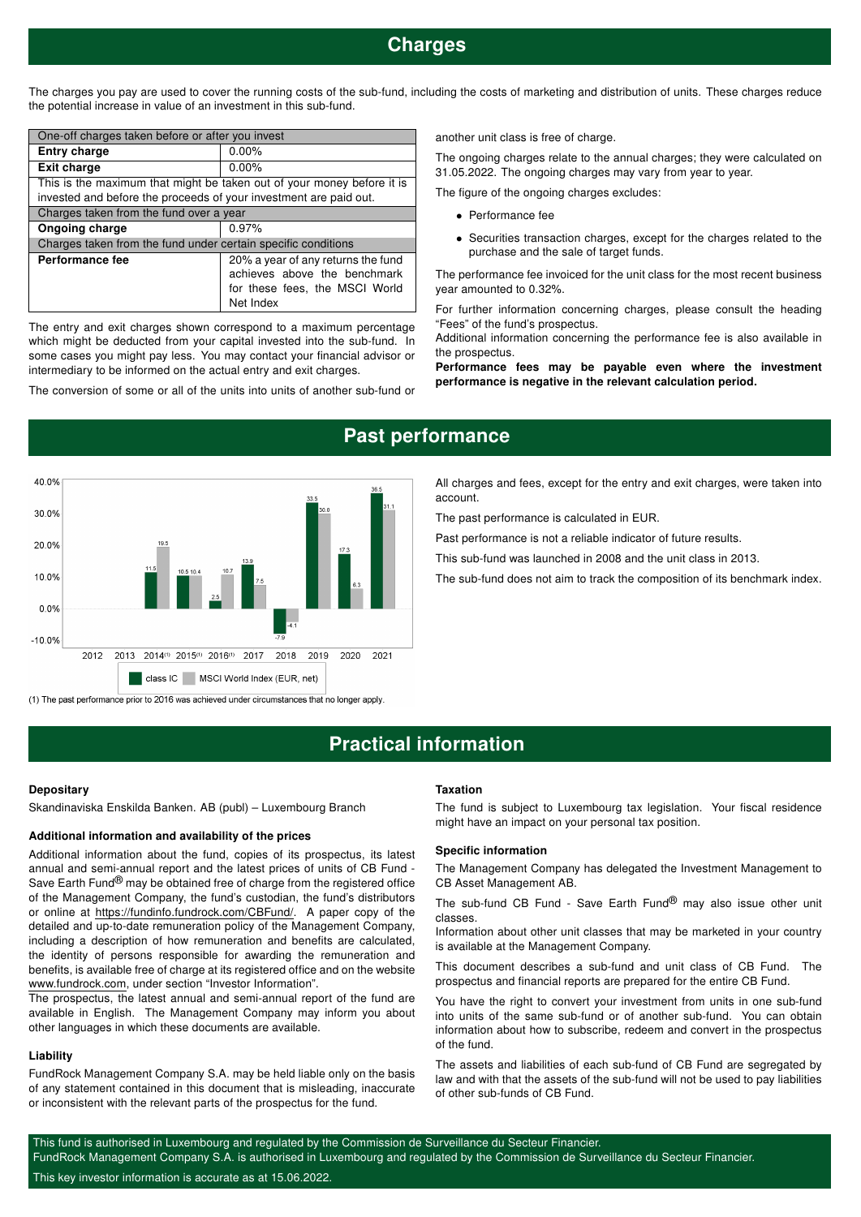## Charges

The charges you pay are used to cover the running costs of the sub-fund, including the costs of marketing and distribution of units. These charges reduce the potential increase in value of an investment in this sub-fund.

| One-off charges taken before or after you invest | |
|---|---|
| **Entry charge** | 0.00% |
| **Exit charge** | 0.00% |
| This is the maximum that might be taken out of your money before it is invested and before the proceeds of your investment are paid out. | |
| Charges taken from the fund over a year | |
| **Ongoing charge** | 0.97% |
| Charges taken from the fund under certain specific conditions | |
| **Performance fee** | 20% a year of any returns the fund achieves above the benchmark for these fees, the MSCI World Net Index |

The entry and exit charges shown correspond to a maximum percentage which might be deducted from your capital invested into the sub-fund. In some cases you might pay less. You may contact your financial advisor or intermediary to be informed on the actual entry and exit charges.

The conversion of some or all of the units into units of another sub-fund or another unit class is free of charge.

The ongoing charges relate to the annual charges; they were calculated on 31.05.2022. The ongoing charges may vary from year to year.

The figure of the ongoing charges excludes:

- Performance fee
- Securities transaction charges, except for the charges related to the purchase and the sale of target funds.

The performance fee invoiced for the unit class for the most recent business year amounted to 0.32%.

For further information concerning charges, please consult the heading "Fees" of the fund's prospectus.
Additional information concerning the performance fee is also available in the prospectus.
**Performance fees may be payable even where the investment performance is negative in the relevant calculation period.**

## Past performance

40.0%
30.0%
20.0%
10.0%
0.0%
-10.0%

2012 2013 2014(1) 2015(1) 2016(1) 2017 2018 2019 2020 2021

11.5 19.5 10.5 10.4 2.5 10.7 13.9 7.5 -7.9 -4.1 33.5 30.0 17.3 6.3 36.5 31.1

class IC MSCI World Index (EUR, net)

(1) The past performance prior to 2016 was achieved under circumstances that no longer apply.

All charges and fees, except for the entry and exit charges, were taken into account.

The past performance is calculated in EUR.

Past performance is not a reliable indicator of future results.

This sub-fund was launched in 2008 and the unit class in 2013.

The sub-fund does not aim to track the composition of its benchmark index.

## Practical information

### Depositary

Skandinaviska Enskilda Banken. AB (publ) – Luxembourg Branch

### Additional information and availability of the prices

Additional information about the fund, copies of its prospectus, its latest annual and semi-annual report and the latest prices of units of CB Fund - Save Earth Fund® may be obtained free of charge from the registered office of the Management Company, the fund's custodian, the fund's distributors or online at https://fundinfo.fundrock.com/CBFund/. A paper copy of the detailed and up-to-date remuneration policy of the Management Company, including a description of how remuneration and benefits are calculated, the identity of persons responsible for awarding the remuneration and benefits, is available free of charge at its registered office and on the website www.fundrock.com, under section "Investor Information".
The prospectus, the latest annual and semi-annual report of the fund are available in English. The Management Company may inform you about other languages in which these documents are available.

### Liability

FundRock Management Company S.A. may be held liable only on the basis of any statement contained in this document that is misleading, inaccurate or inconsistent with the relevant parts of the prospectus for the fund.

### Taxation

The fund is subject to Luxembourg tax legislation. Your fiscal residence might have an impact on your personal tax position.

### Specific information

The Management Company has delegated the Investment Management to CB Asset Management AB.

The sub-fund CB Fund - Save Earth Fund® may also issue other unit classes.
Information about other unit classes that may be marketed in your country is available at the Management Company.

This document describes a sub-fund and unit class of CB Fund. The prospectus and financial reports are prepared for the entire CB Fund.

You have the right to convert your investment from units in one sub-fund into units of the same sub-fund or of another sub-fund. You can obtain information about how to subscribe, redeem and convert in the prospectus of the fund.

The assets and liabilities of each sub-fund of CB Fund are segregated by law and with that the assets of the sub-fund will not be used to pay liabilities of other sub-funds of CB Fund.

This fund is authorised in Luxembourg and regulated by the Commission de Surveillance du Secteur Financier.
FundRock Management Company S.A. is authorised in Luxembourg and regulated by the Commission de Surveillance du Secteur Financier.

This key investor information is accurate as at 15.06.2022.